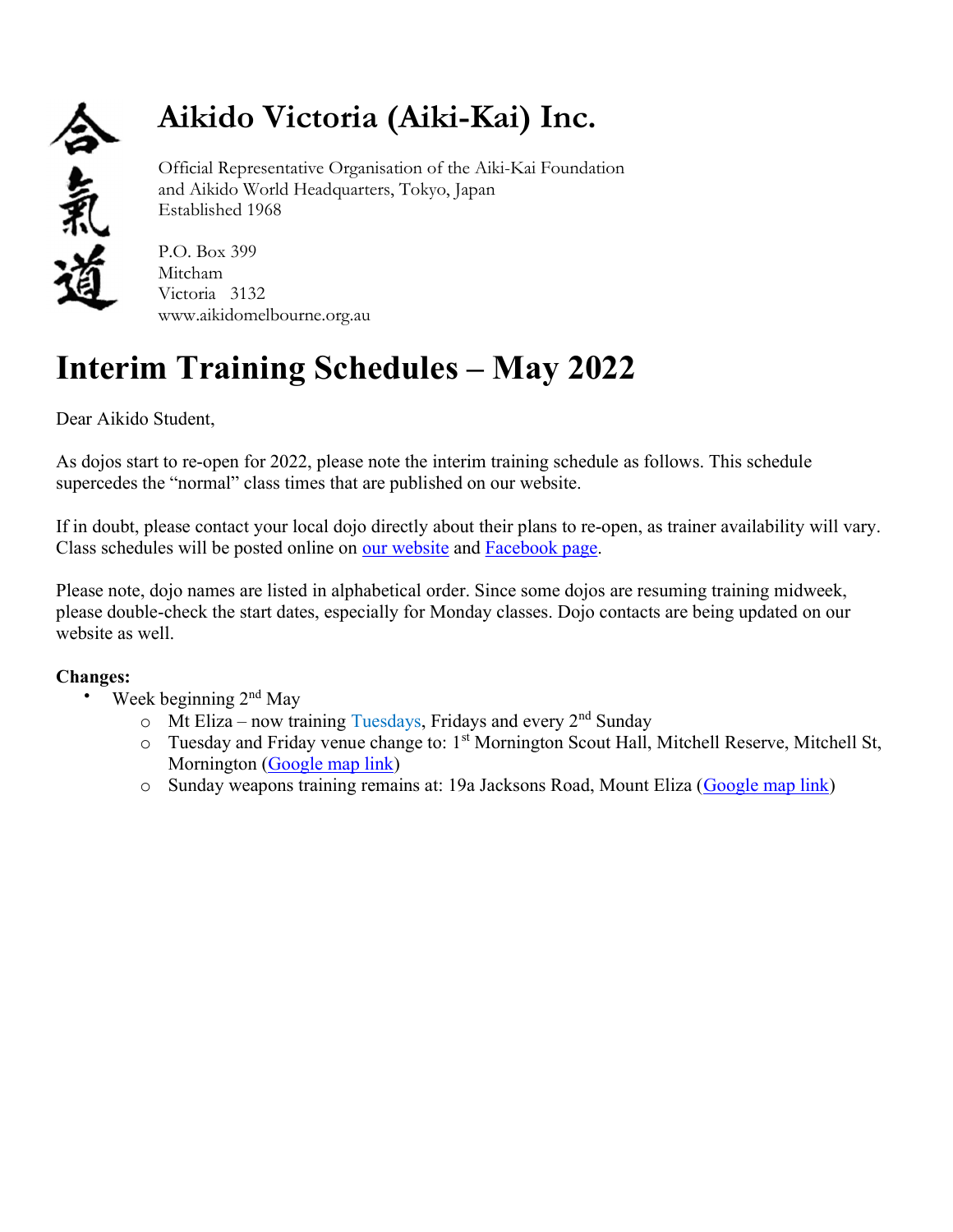合氣道

# Aikido Victoria (Aiki-Kai) Inc.

Official Representative Organisation of the Aiki-Kai Foundation
and Aikido World Headquarters, Tokyo, Japan
Established 1968

P.O. Box 399
Mitcham
Victoria 3132
www.aikidomelbourne.org.au

# Interim Training Schedules – May 2022

Dear Aikido Student,

As dojos start to re-open for 2022, please note the interim training schedule as follows. This schedule supercedes the "normal" class times that are published on our website.

If in doubt, please contact your local dojo directly about their plans to re-open, as trainer availability will vary. Class schedules will be posted online on our website and Facebook page.

Please note, dojo names are listed in alphabetical order. Since some dojos are resuming training midweek, please double-check the start dates, especially for Monday classes. Dojo contacts are being updated on our website as well.

**Changes:**

- Week beginning 2nd May
  - Mt Eliza – now training Tuesdays, Fridays and every 2nd Sunday
  - Tuesday and Friday venue change to: 1st Mornington Scout Hall, Mitchell Reserve, Mitchell St, Mornington (Google map link)
  - Sunday weapons training remains at: 19a Jacksons Road, Mount Eliza (Google map link)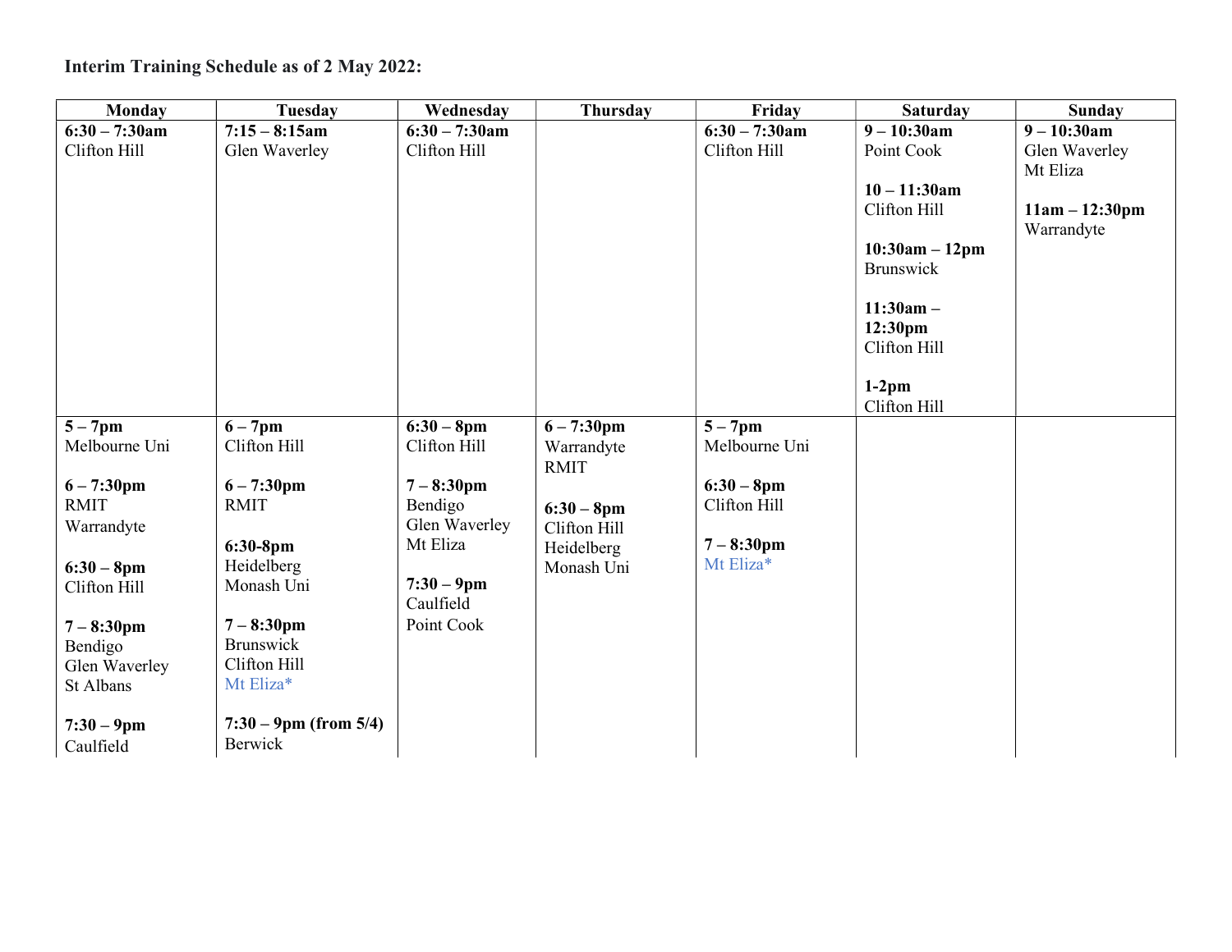**Interim Training Schedule as of 2 May 2022:**

| Monday | Tuesday | Wednesday | Thursday | Friday | Saturday | Sunday |
|---|---|---|---|---|---|---|
| **6:30 – 7:30am**<br>Clifton Hill | **7:15 – 8:15am**<br>Glen Waverley | **6:30 – 7:30am**<br>Clifton Hill | | **6:30 – 7:30am**<br>Clifton Hill | **9 – 10:30am**<br>Point Cook<br><br>**10 – 11:30am**<br>Clifton Hill<br><br>**10:30am – 12pm**<br>Brunswick<br><br>**11:30am – 12:30pm**<br>Clifton Hill<br><br>**1-2pm**<br>Clifton Hill | **9 – 10:30am**<br>Glen Waverley<br>Mt Eliza<br><br>**11am – 12:30pm**<br>Warrandyte |
| **5 – 7pm**<br>Melbourne Uni<br><br>**6 – 7:30pm**<br>RMIT<br>Warrandyte<br><br>**6:30 – 8pm**<br>Clifton Hill<br><br>**7 – 8:30pm**<br>Bendigo<br>Glen Waverley<br>St Albans<br><br>**7:30 – 9pm**<br>Caulfield | **6 – 7pm**<br>Clifton Hill<br><br>**6 – 7:30pm**<br>RMIT<br><br>**6:30-8pm**<br>Heidelberg<br>Monash Uni<br><br>**7 – 8:30pm**<br>Brunswick<br>Clifton Hill<br>Mt Eliza*<br><br>**7:30 – 9pm (from 5/4)**<br>Berwick | **6:30 – 8pm**<br>Clifton Hill<br><br>**7 – 8:30pm**<br>Bendigo<br>Glen Waverley<br>Mt Eliza<br><br>**7:30 – 9pm**<br>Caulfield<br>Point Cook | **6 – 7:30pm**<br>Warrandyte<br>RMIT<br><br>**6:30 – 8pm**<br>Clifton Hill<br>Heidelberg<br>Monash Uni | **5 – 7pm**<br>Melbourne Uni<br><br>**6:30 – 8pm**<br>Clifton Hill<br><br>**7 – 8:30pm**<br>Mt Eliza* | | |